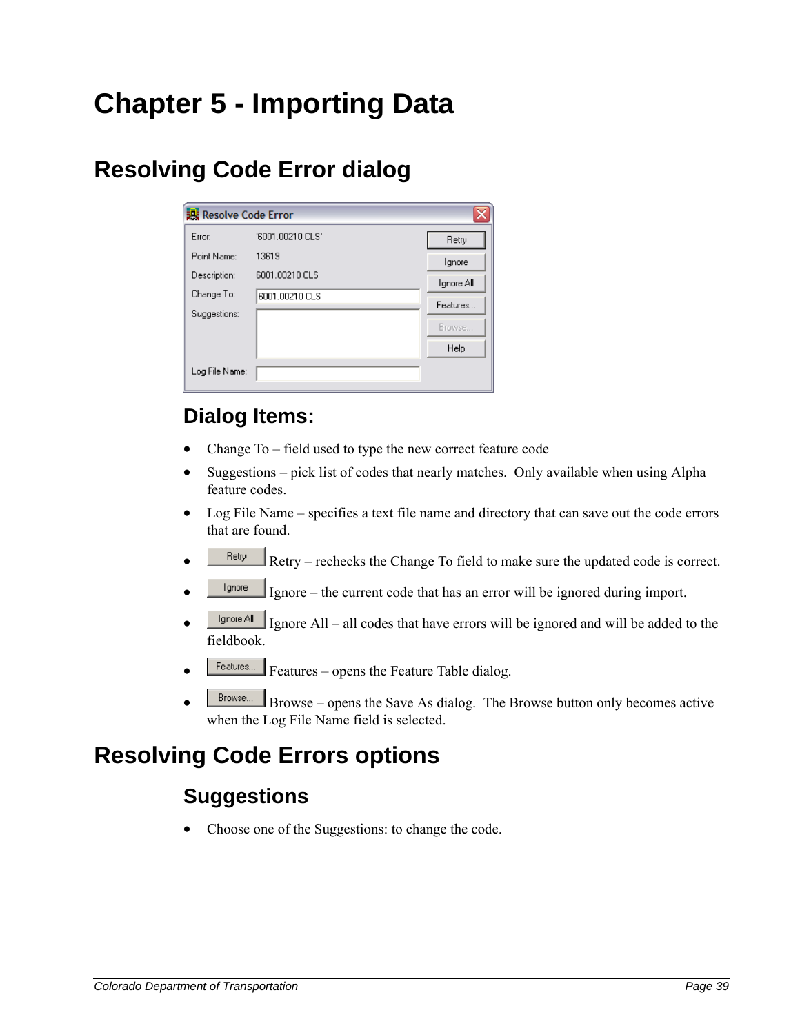# Chapter 5 - Importing Data

## Resolving Code Error dialog

### Dialog Items:

- Change To – field used to type the new correct feature code
- Suggestions – pick list of codes that nearly matches. Only available when using Alpha feature codes.
- Log File Name – specifies a text file name and directory that can save out the code errors that are found.
- Retry – rechecks the Change To field to make sure the updated code is correct.
- Ignore – the current code that has an error will be ignored during import.
- Ignore All – all codes that have errors will be ignored and will be added to the fieldbook.
- Features – opens the Feature Table dialog.
- Browse – opens the Save As dialog. The Browse button only becomes active when the Log File Name field is selected.

## Resolving Code Errors options

### Suggestions

- Choose one of the Suggestions: to change the code.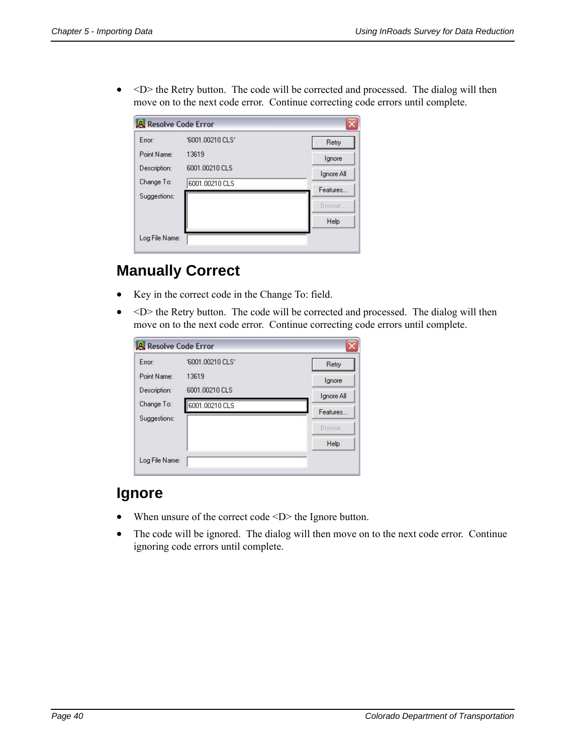- <D> the Retry button. The code will be corrected and processed. The dialog will then move on to the next code error. Continue correcting code errors until complete.

## Manually Correct

- Key in the correct code in the Change To: field.
- <D> the Retry button. The code will be corrected and processed. The dialog will then move on to the next code error. Continue correcting code errors until complete.

## Ignore

- When unsure of the correct code <D> the Ignore button.
- The code will be ignored. The dialog will then move on to the next code error. Continue ignoring code errors until complete.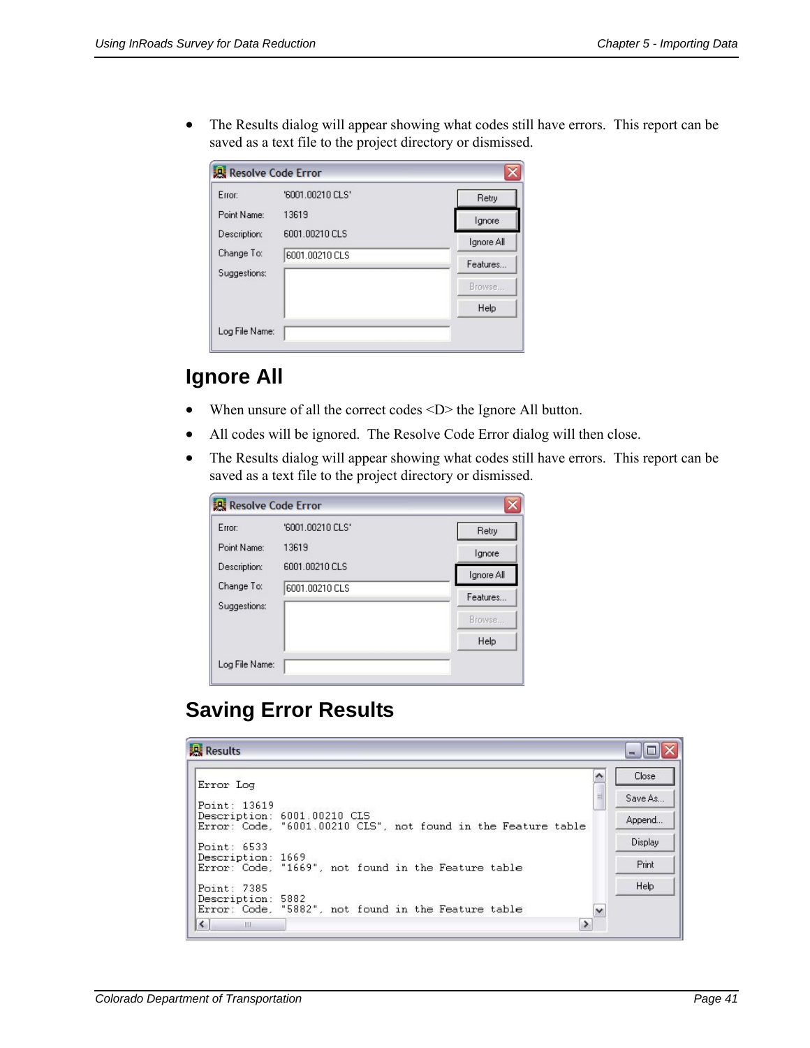- The Results dialog will appear showing what codes still have errors. This report can be saved as a text file to the project directory or dismissed.

## Ignore All

- When unsure of all the correct codes <D> the Ignore All button.
- All codes will be ignored. The Resolve Code Error dialog will then close.
- The Results dialog will appear showing what codes still have errors. This report can be saved as a text file to the project directory or dismissed.

## Saving Error Results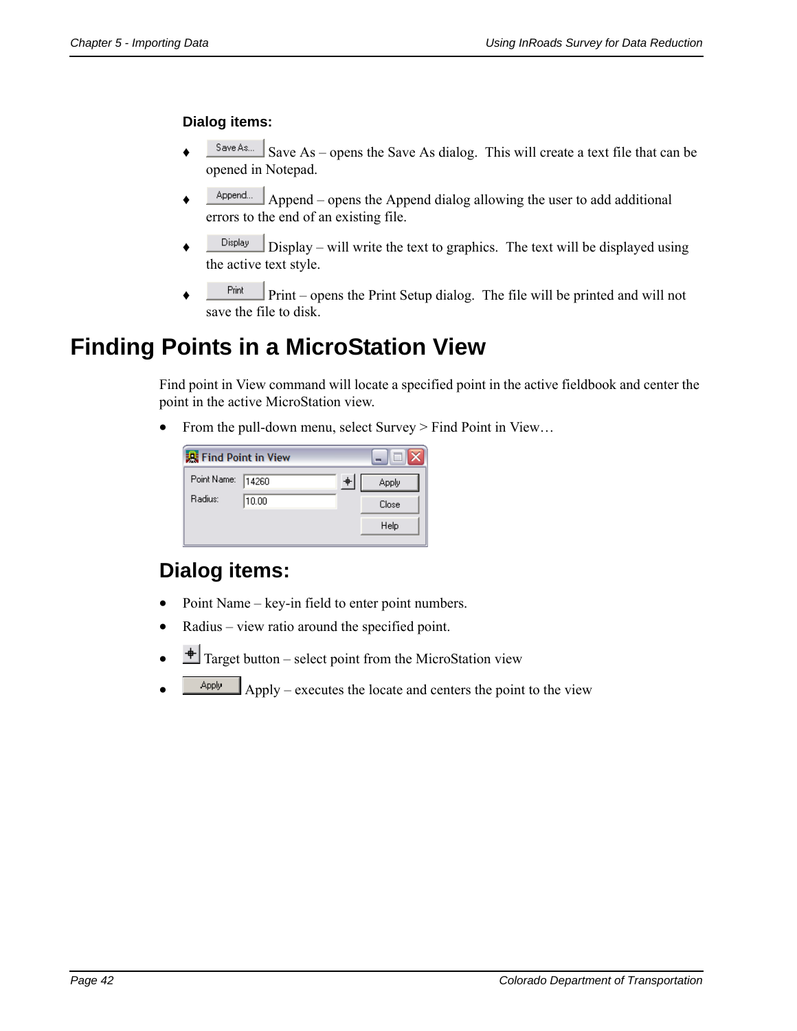**Dialog items:**

- ♦ Save As – opens the Save As dialog. This will create a text file that can be opened in Notepad.
- ♦ Append – opens the Append dialog allowing the user to add additional errors to the end of an existing file.
- ♦ Display – will write the text to graphics. The text will be displayed using the active text style.
- ♦ Print – opens the Print Setup dialog. The file will be printed and will not save the file to disk.

# Finding Points in a MicroStation View

Find point in View command will locate a specified point in the active fieldbook and center the point in the active MicroStation view.

- From the pull-down menu, select Survey > Find Point in View…

## Dialog items:

- Point Name – key-in field to enter point numbers.
- Radius – view ratio around the specified point.
- Target button – select point from the MicroStation view
- Apply – executes the locate and centers the point to the view